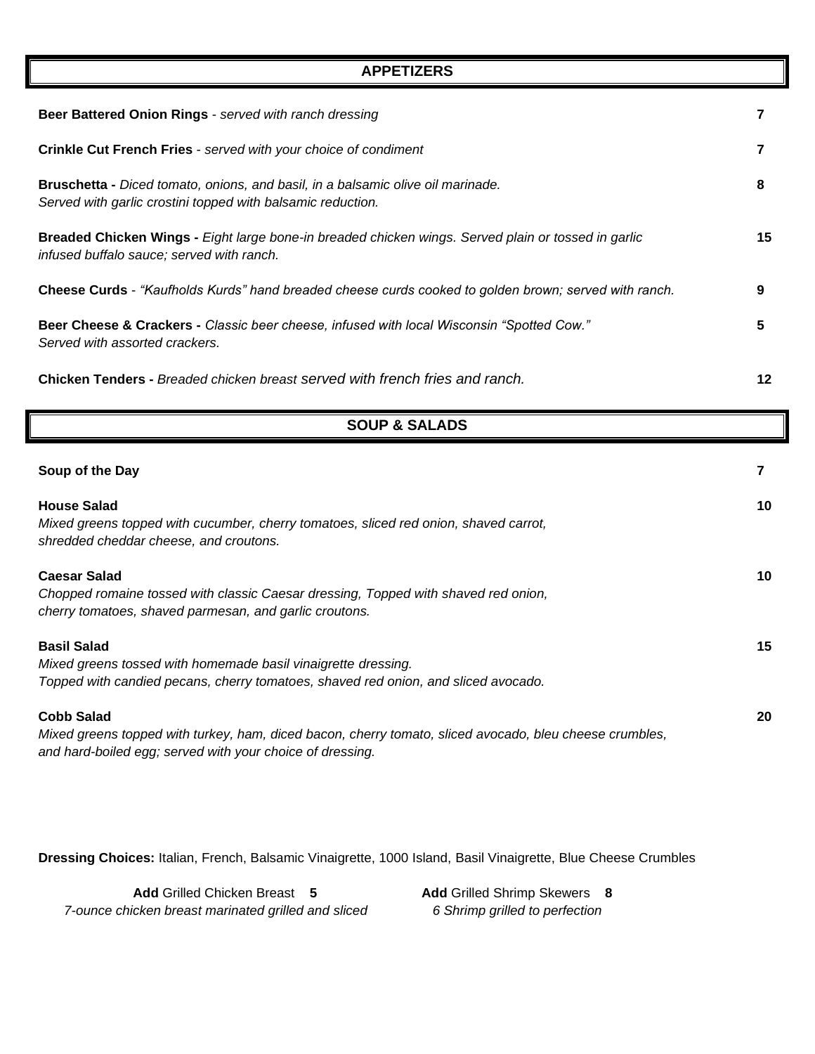## APPETIZERS

**Beer Battered Onion Rings** - *served with ranch dressing* **7**

**Crinkle Cut French Fries** - *served with your choice of condiment* **7**

**Bruschetta -** *Diced tomato, onions, and basil, in a balsamic olive oil marinade. Served with garlic crostini topped with balsamic reduction.* **8**

**Breaded Chicken Wings -** *Eight large bone-in breaded chicken wings. Served plain or tossed in garlic infused buffalo sauce; served with ranch.* **15**

**Cheese Curds** - *"Kaufholds Kurds" hand breaded cheese curds cooked to golden brown; served with ranch.* **9**

**Beer Cheese & Crackers -** *Classic beer cheese, infused with local Wisconsin "Spotted Cow." Served with assorted crackers.* **5**

**Chicken Tenders -** *Breaded chicken breast served with french fries and ranch.* **12**

## SOUP & SALADS

**Soup of the Day** **7**

**House Salad** **10**
*Mixed greens topped with cucumber, cherry tomatoes, sliced red onion, shaved carrot, shredded cheddar cheese, and croutons.*

**Caesar Salad** **10**
*Chopped romaine tossed with classic Caesar dressing, Topped with shaved red onion, cherry tomatoes, shaved parmesan, and garlic croutons.*

**Basil Salad** **15**
*Mixed greens tossed with homemade basil vinaigrette dressing. Topped with candied pecans, cherry tomatoes, shaved red onion, and sliced avocado.*

**Cobb Salad** **20**
*Mixed greens topped with turkey, ham, diced bacon, cherry tomato, sliced avocado, bleu cheese crumbles, and hard-boiled egg; served with your choice of dressing.*

**Dressing Choices:** Italian, French, Balsamic Vinaigrette, 1000 Island, Basil Vinaigrette, Blue Cheese Crumbles

**Add** Grilled Chicken Breast **5**
*7-ounce chicken breast marinated grilled and sliced*

**Add** Grilled Shrimp Skewers **8**
*6 Shrimp grilled to perfection*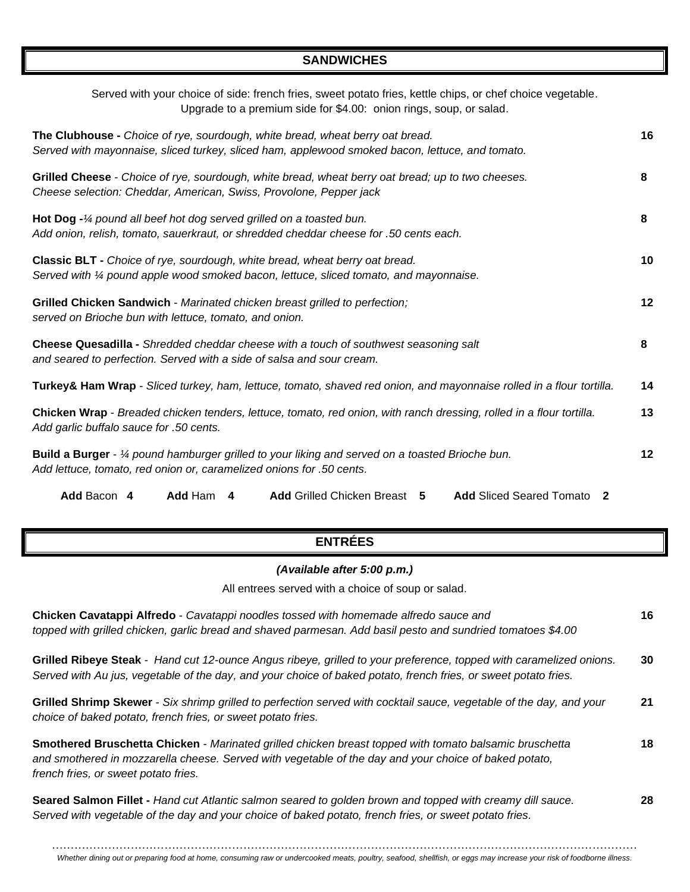## SANDWICHES

Served with your choice of side: french fries, sweet potato fries, kettle chips, or chef choice vegetable.
Upgrade to a premium side for $4.00: onion rings, soup, or salad.

**The Clubhouse -** *Choice of rye, sourdough, white bread, wheat berry oat bread. Served with mayonnaise, sliced turkey, sliced ham, applewood smoked bacon, lettuce, and tomato.* **16**

**Grilled Cheese** - *Choice of rye, sourdough, white bread, wheat berry oat bread; up to two cheeses. Cheese selection: Cheddar, American, Swiss, Provolone, Pepper jack* **8**

**Hot Dog -** *¼ pound all beef hot dog served grilled on a toasted bun. Add onion, relish, tomato, sauerkraut, or shredded cheddar cheese for .50 cents each.* **8**

**Classic BLT -** *Choice of rye, sourdough, white bread, wheat berry oat bread. Served with ¼ pound apple wood smoked bacon, lettuce, sliced tomato, and mayonnaise.* **10**

**Grilled Chicken Sandwich** - *Marinated chicken breast grilled to perfection; served on Brioche bun with lettuce, tomato, and onion.* **12**

**Cheese Quesadilla -** *Shredded cheddar cheese with a touch of southwest seasoning salt and seared to perfection. Served with a side of salsa and sour cream.* **8**

**Turkey& Ham Wrap** - *Sliced turkey, ham, lettuce, tomato, shaved red onion, and mayonnaise rolled in a flour tortilla.* **14**

**Chicken Wrap** - *Breaded chicken tenders, lettuce, tomato, red onion, with ranch dressing, rolled in a flour tortilla. Add garlic buffalo sauce for .50 cents.* **13**

**Build a Burger** - *¼ pound hamburger grilled to your liking and served on a toasted Brioche bun. Add lettuce, tomato, red onion or, caramelized onions for .50 cents.* **12**

**Add** Bacon **4** **Add** Ham **4** **Add** Grilled Chicken Breast **5** **Add** Sliced Seared Tomato **2**

## ENTRÉES

***(Available after 5:00 p.m.)***

All entrees served with a choice of soup or salad.

**Chicken Cavatappi Alfredo** - *Cavatappi noodles tossed with homemade alfredo sauce and topped with grilled chicken, garlic bread and shaved parmesan. Add basil pesto and sundried tomatoes $4.00* **16**

**Grilled Ribeye Steak** - *Hand cut 12-ounce Angus ribeye, grilled to your preference, topped with caramelized onions. Served with Au jus, vegetable of the day, and your choice of baked potato, french fries, or sweet potato fries.* **30**

**Grilled Shrimp Skewer** - *Six shrimp grilled to perfection served with cocktail sauce, vegetable of the day, and your choice of baked potato, french fries, or sweet potato fries.* **21**

**Smothered Bruschetta Chicken** - *Marinated grilled chicken breast topped with tomato balsamic bruschetta and smothered in mozzarella cheese. Served with vegetable of the day and your choice of baked potato, french fries, or sweet potato fries.* **18**

**Seared Salmon Fillet -** *Hand cut Atlantic salmon seared to golden brown and topped with creamy dill sauce. Served with vegetable of the day and your choice of baked potato, french fries, or sweet potato fries.* **28**

*Whether dining out or preparing food at home, consuming raw or undercooked meats, poultry, seafood, shellfish, or eggs may increase your risk of foodborne illness.*